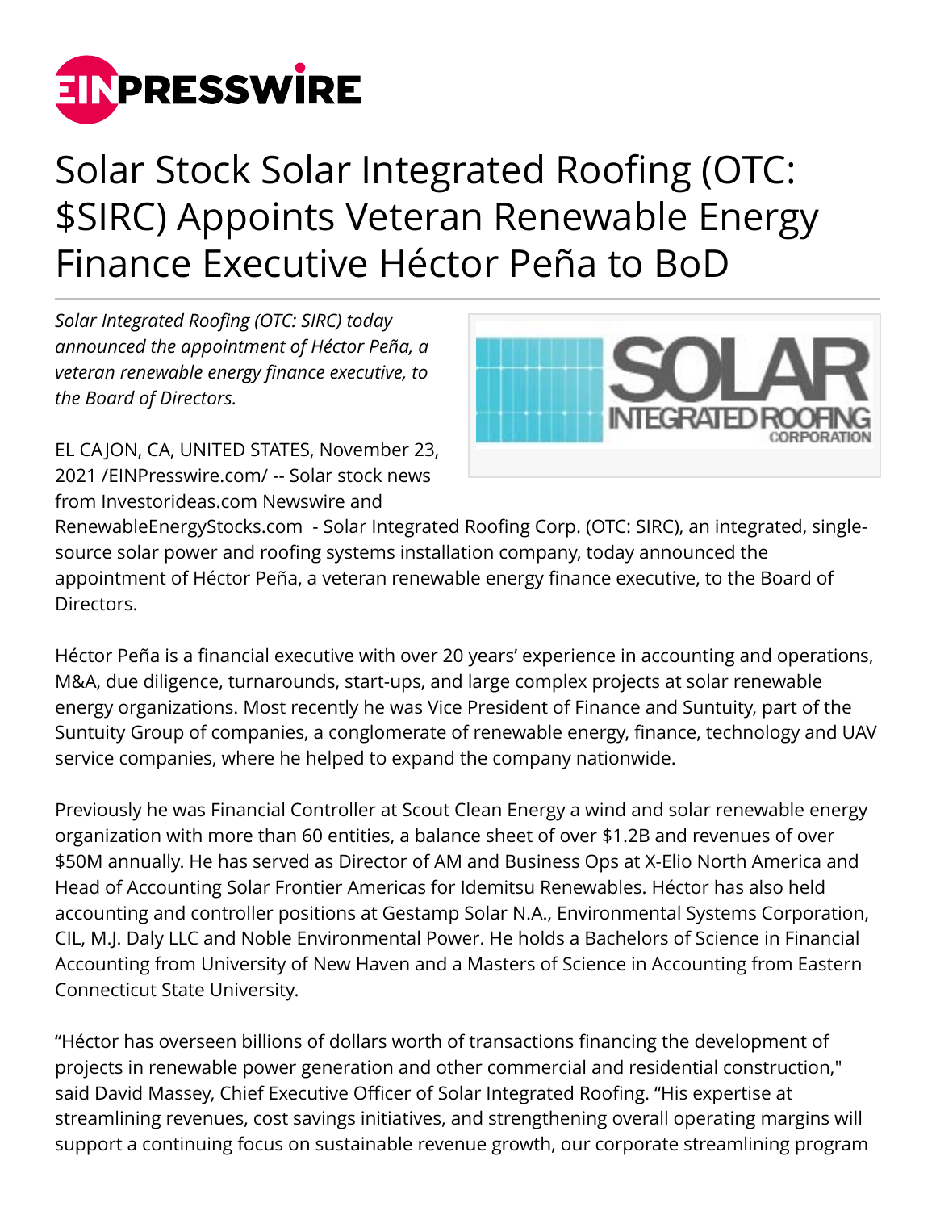# Solar Stock Solar Integrated Roofing (OTC: $SIRC) Appoints Veteran Renewable Energy Finance Executive Héctor Peña to BoD

*Solar Integrated Roofing (OTC: SIRC) today announced the appointment of Héctor Peña, a veteran renewable energy finance executive, to the Board of Directors.*

EL CAJON, CA, UNITED STATES, November 23, 2021 /EINPresswire.com/ -- Solar stock news from Investorideas.com Newswire and RenewableEnergyStocks.com - Solar Integrated Roofing Corp. (OTC: SIRC), an integrated, single-source solar power and roofing systems installation company, today announced the appointment of Héctor Peña, a veteran renewable energy finance executive, to the Board of Directors.

Héctor Peña is a financial executive with over 20 years' experience in accounting and operations, M&A, due diligence, turnarounds, start-ups, and large complex projects at solar renewable energy organizations. Most recently he was Vice President of Finance and Suntuity, part of the Suntuity Group of companies, a conglomerate of renewable energy, finance, technology and UAV service companies, where he helped to expand the company nationwide.

Previously he was Financial Controller at Scout Clean Energy a wind and solar renewable energy organization with more than 60 entities, a balance sheet of over $1.2B and revenues of over $50M annually. He has served as Director of AM and Business Ops at X-Elio North America and Head of Accounting Solar Frontier Americas for Idemitsu Renewables. Héctor has also held accounting and controller positions at Gestamp Solar N.A., Environmental Systems Corporation, CIL, M.J. Daly LLC and Noble Environmental Power. He holds a Bachelors of Science in Financial Accounting from University of New Haven and a Masters of Science in Accounting from Eastern Connecticut State University.

"Héctor has overseen billions of dollars worth of transactions financing the development of projects in renewable power generation and other commercial and residential construction," said David Massey, Chief Executive Officer of Solar Integrated Roofing. "His expertise at streamlining revenues, cost savings initiatives, and strengthening overall operating margins will support a continuing focus on sustainable revenue growth, our corporate streamlining program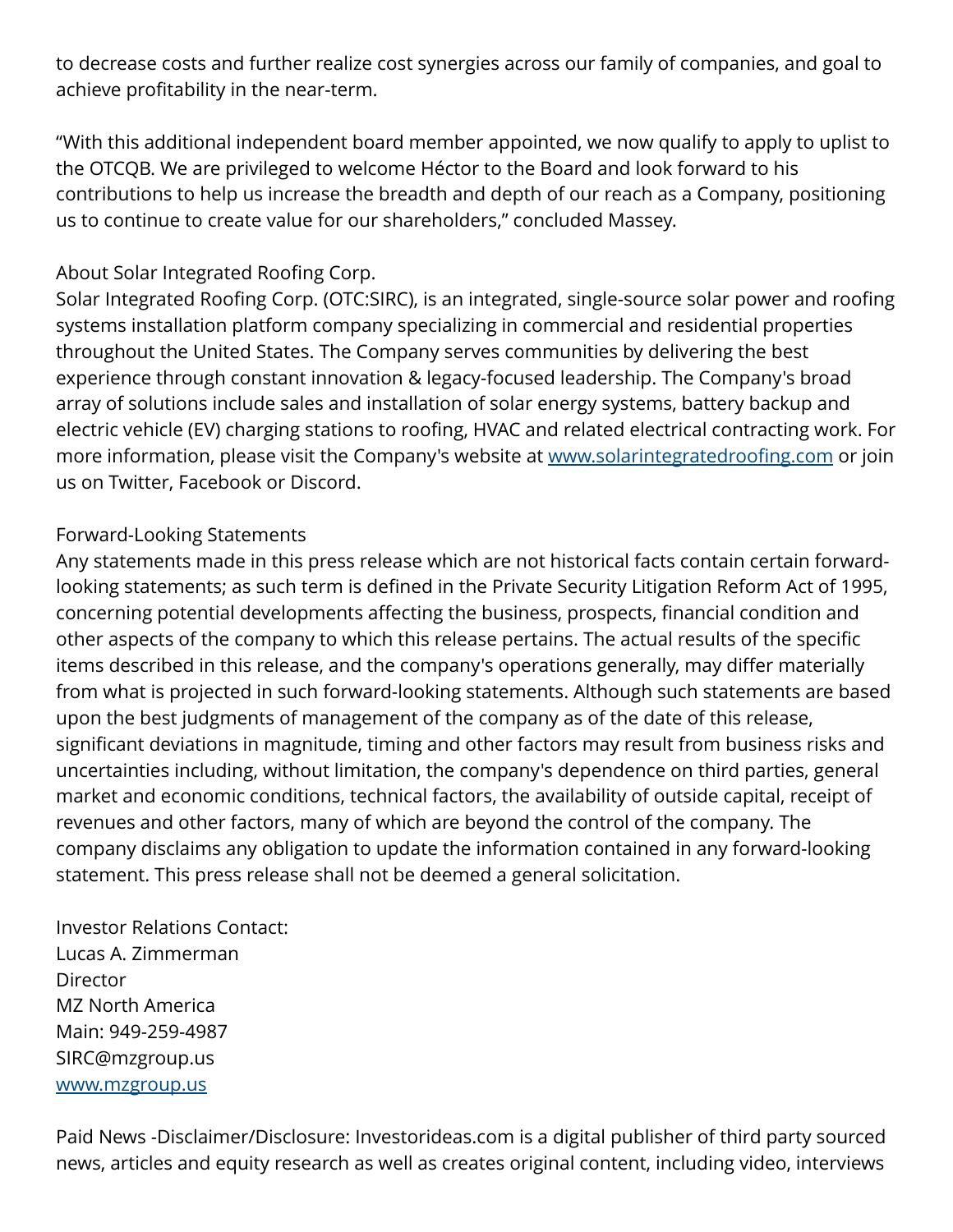to decrease costs and further realize cost synergies across our family of companies, and goal to achieve profitability in the near-term.

“With this additional independent board member appointed, we now qualify to apply to uplist to the OTCQB. We are privileged to welcome Héctor to the Board and look forward to his contributions to help us increase the breadth and depth of our reach as a Company, positioning us to continue to create value for our shareholders,” concluded Massey.

About Solar Integrated Roofing Corp.
Solar Integrated Roofing Corp. (OTC:SIRC), is an integrated, single-source solar power and roofing systems installation platform company specializing in commercial and residential properties throughout the United States. The Company serves communities by delivering the best experience through constant innovation & legacy-focused leadership. The Company's broad array of solutions include sales and installation of solar energy systems, battery backup and electric vehicle (EV) charging stations to roofing, HVAC and related electrical contracting work. For more information, please visit the Company's website at [www.solarintegratedroofing.com](http://www.solarintegratedroofing.com) or join us on Twitter, Facebook or Discord.

Forward-Looking Statements
Any statements made in this press release which are not historical facts contain certain forward-looking statements; as such term is defined in the Private Security Litigation Reform Act of 1995, concerning potential developments affecting the business, prospects, financial condition and other aspects of the company to which this release pertains. The actual results of the specific items described in this release, and the company's operations generally, may differ materially from what is projected in such forward-looking statements. Although such statements are based upon the best judgments of management of the company as of the date of this release, significant deviations in magnitude, timing and other factors may result from business risks and uncertainties including, without limitation, the company's dependence on third parties, general market and economic conditions, technical factors, the availability of outside capital, receipt of revenues and other factors, many of which are beyond the control of the company. The company disclaims any obligation to update the information contained in any forward-looking statement. This press release shall not be deemed a general solicitation.

Investor Relations Contact:
Lucas A. Zimmerman
Director
MZ North America
Main: 949-259-4987
SIRC@mzgroup.us
[www.mzgroup.us](http://www.mzgroup.us)

Paid News -Disclaimer/Disclosure: Investorideas.com is a digital publisher of third party sourced news, articles and equity research as well as creates original content, including video, interviews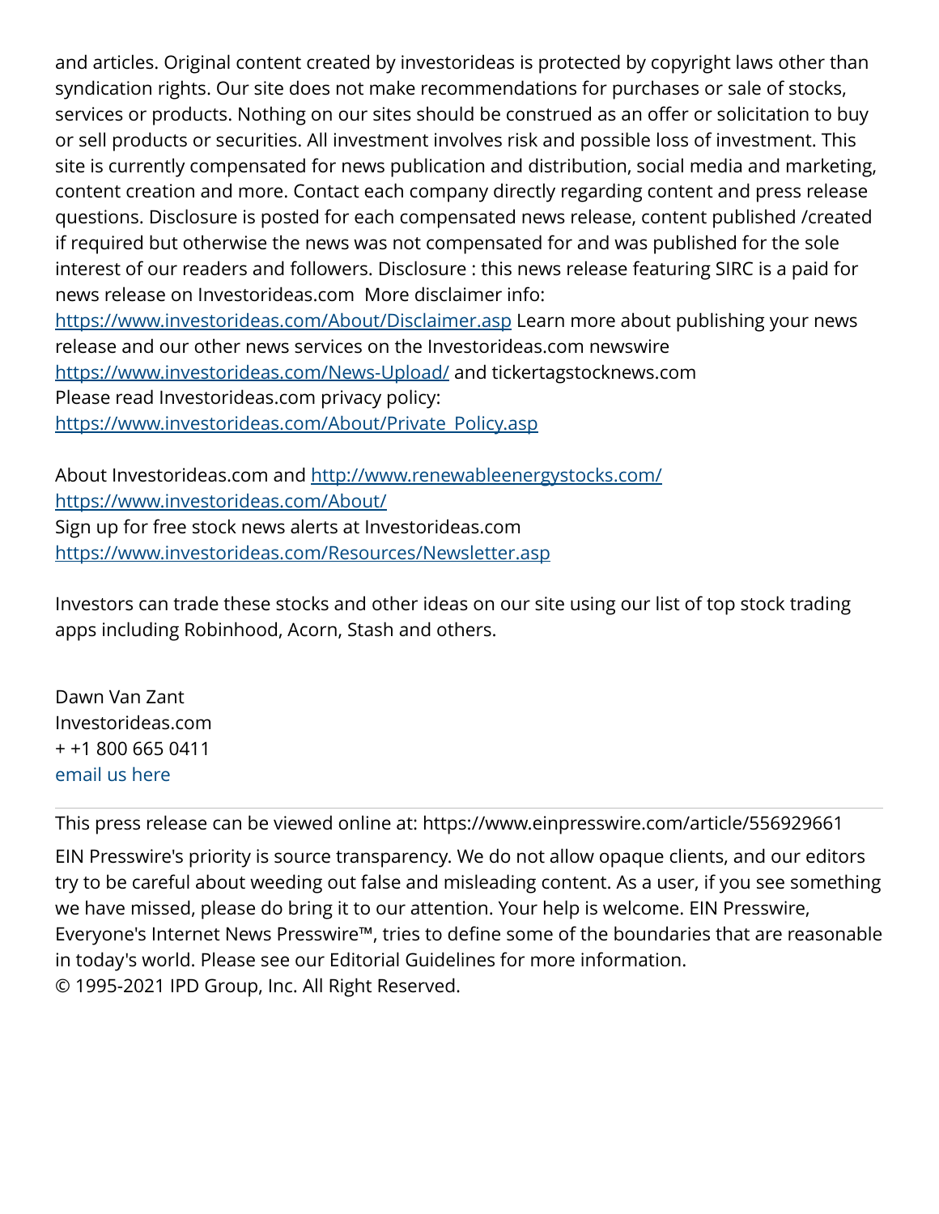and articles. Original content created by investorideas is protected by copyright laws other than syndication rights. Our site does not make recommendations for purchases or sale of stocks, services or products. Nothing on our sites should be construed as an offer or solicitation to buy or sell products or securities. All investment involves risk and possible loss of investment. This site is currently compensated for news publication and distribution, social media and marketing, content creation and more. Contact each company directly regarding content and press release questions. Disclosure is posted for each compensated news release, content published /created if required but otherwise the news was not compensated for and was published for the sole interest of our readers and followers. Disclosure : this news release featuring SIRC is a paid for news release on Investorideas.com More disclaimer info:
https://www.investorideas.com/About/Disclaimer.asp Learn more about publishing your news release and our other news services on the Investorideas.com newswire
https://www.investorideas.com/News-Upload/ and tickertagstocknews.com
Please read Investorideas.com privacy policy:
https://www.investorideas.com/About/Private_Policy.asp

About Investorideas.com and http://www.renewableenergystocks.com/
https://www.investorideas.com/About/
Sign up for free stock news alerts at Investorideas.com
https://www.investorideas.com/Resources/Newsletter.asp

Investors can trade these stocks and other ideas on our site using our list of top stock trading apps including Robinhood, Acorn, Stash and others.

Dawn Van Zant
Investorideas.com
+ +1 800 665 0411
email us here

---

This press release can be viewed online at: https://www.einpresswire.com/article/556929661

EIN Presswire's priority is source transparency. We do not allow opaque clients, and our editors try to be careful about weeding out false and misleading content. As a user, if you see something we have missed, please do bring it to our attention. Your help is welcome. EIN Presswire, Everyone's Internet News Presswire™, tries to define some of the boundaries that are reasonable in today's world. Please see our Editorial Guidelines for more information.
© 1995-2021 IPD Group, Inc. All Right Reserved.